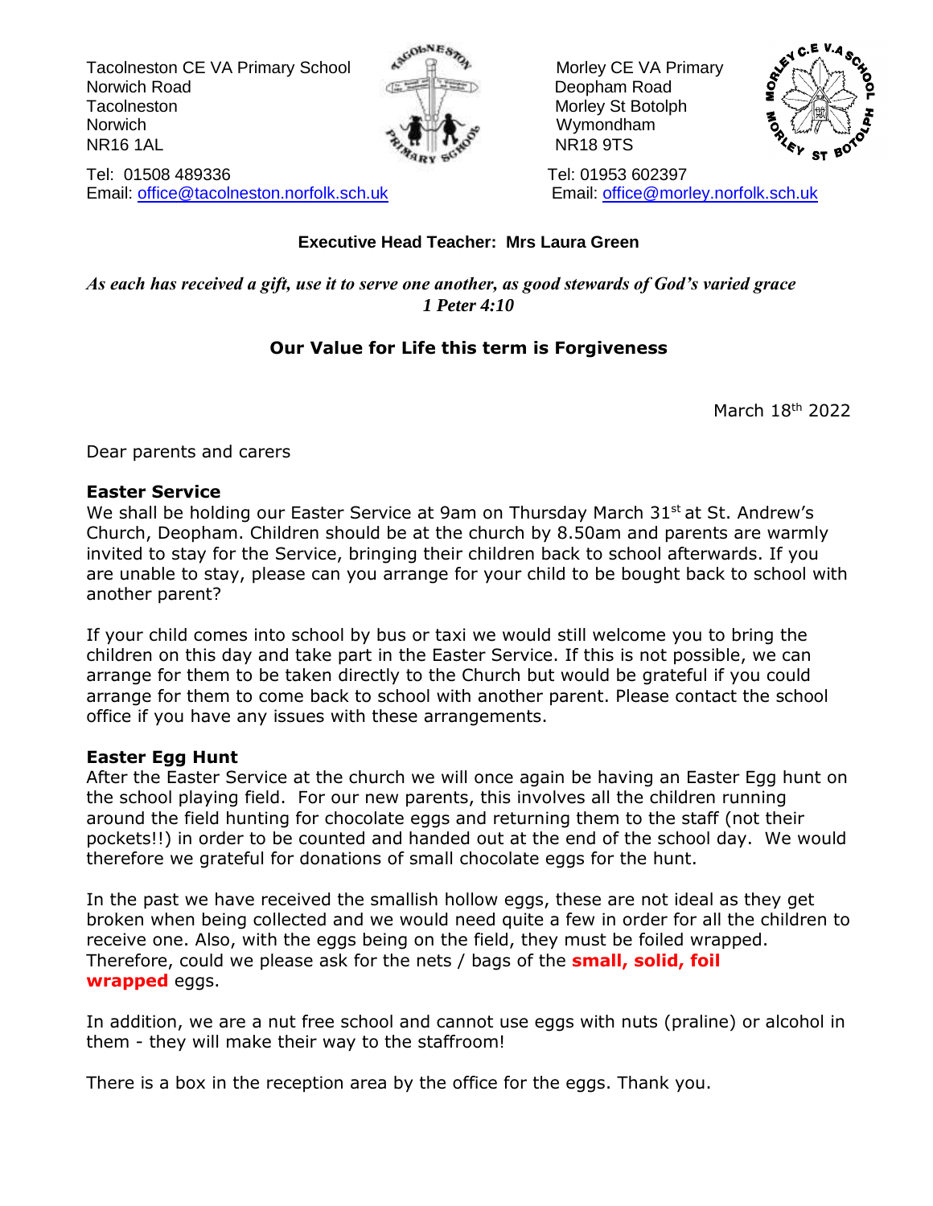Tacolneston CE VA Primary School
Norwich Road
Tacolneston
Norwich
NR16 1AL

Tel: 01508 489336
Email: office@tacolneston.norfolk.sch.uk

Morley CE VA Primary
Deopham Road
Morley St Botolph
Wymondham
NR18 9TS

Tel: 01953 602397
Email: office@morley.norfolk.sch.uk

**Executive Head Teacher: Mrs Laura Green**

***As each has received a gift, use it to serve one another, as good stewards of God's varied grace***
***1 Peter 4:10***

**Our Value for Life this term is Forgiveness**

March 18th 2022

Dear parents and carers

**Easter Service**

We shall be holding our Easter Service at 9am on Thursday March 31st at St. Andrew's Church, Deopham. Children should be at the church by 8.50am and parents are warmly invited to stay for the Service, bringing their children back to school afterwards. If you are unable to stay, please can you arrange for your child to be bought back to school with another parent?

If your child comes into school by bus or taxi we would still welcome you to bring the children on this day and take part in the Easter Service. If this is not possible, we can arrange for them to be taken directly to the Church but would be grateful if you could arrange for them to come back to school with another parent. Please contact the school office if you have any issues with these arrangements.

**Easter Egg Hunt**

After the Easter Service at the church we will once again be having an Easter Egg hunt on the school playing field. For our new parents, this involves all the children running around the field hunting for chocolate eggs and returning them to the staff (not their pockets!!) in order to be counted and handed out at the end of the school day. We would therefore we grateful for donations of small chocolate eggs for the hunt.

In the past we have received the smallish hollow eggs, these are not ideal as they get broken when being collected and we would need quite a few in order for all the children to receive one. Also, with the eggs being on the field, they must be foiled wrapped. Therefore, could we please ask for the nets / bags of the **small, solid, foil wrapped** eggs.

In addition, we are a nut free school and cannot use eggs with nuts (praline) or alcohol in them - they will make their way to the staffroom!

There is a box in the reception area by the office for the eggs. Thank you.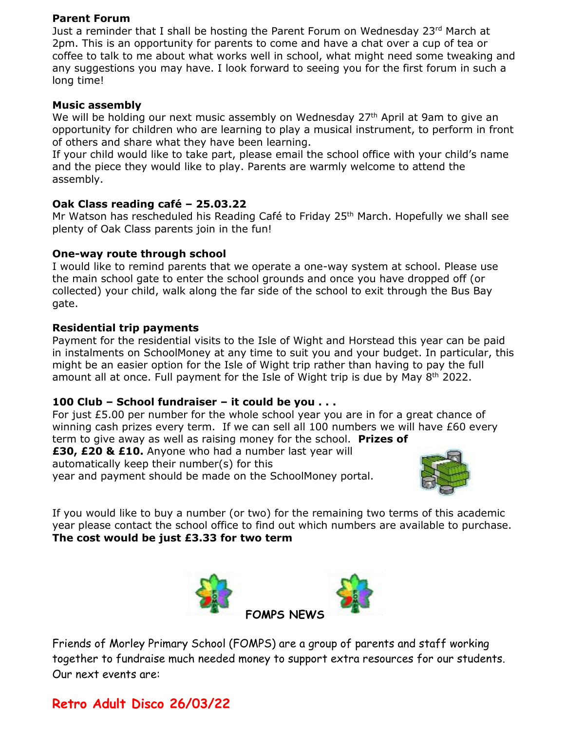**Parent Forum**

Just a reminder that I shall be hosting the Parent Forum on Wednesday 23rd March at 2pm. This is an opportunity for parents to come and have a chat over a cup of tea or coffee to talk to me about what works well in school, what might need some tweaking and any suggestions you may have. I look forward to seeing you for the first forum in such a long time!

**Music assembly**

We will be holding our next music assembly on Wednesday 27th April at 9am to give an opportunity for children who are learning to play a musical instrument, to perform in front of others and share what they have been learning.

If your child would like to take part, please email the school office with your child's name and the piece they would like to play. Parents are warmly welcome to attend the assembly.

**Oak Class reading café – 25.03.22**

Mr Watson has rescheduled his Reading Café to Friday 25th March. Hopefully we shall see plenty of Oak Class parents join in the fun!

**One-way route through school**

I would like to remind parents that we operate a one-way system at school. Please use the main school gate to enter the school grounds and once you have dropped off (or collected) your child, walk along the far side of the school to exit through the Bus Bay gate.

**Residential trip payments**

Payment for the residential visits to the Isle of Wight and Horstead this year can be paid in instalments on SchoolMoney at any time to suit you and your budget. In particular, this might be an easier option for the Isle of Wight trip rather than having to pay the full amount all at once. Full payment for the Isle of Wight trip is due by May 8th 2022.

**100 Club – School fundraiser – it could be you . . .**

For just £5.00 per number for the whole school year you are in for a great chance of winning cash prizes every term. If we can sell all 100 numbers we will have £60 every term to give away as well as raising money for the school. **Prizes of £30, £20 & £10.** Anyone who had a number last year will automatically keep their number(s) for this year and payment should be made on the SchoolMoney portal.

If you would like to buy a number (or two) for the remaining two terms of this academic year please contact the school office to find out which numbers are available to purchase. **The cost would be just £3.33 for two term**

**FOMPS NEWS**

Friends of Morley Primary School (FOMPS) are a group of parents and staff working together to fundraise much needed money to support extra resources for our students. Our next events are:

**Retro Adult Disco 26/03/22**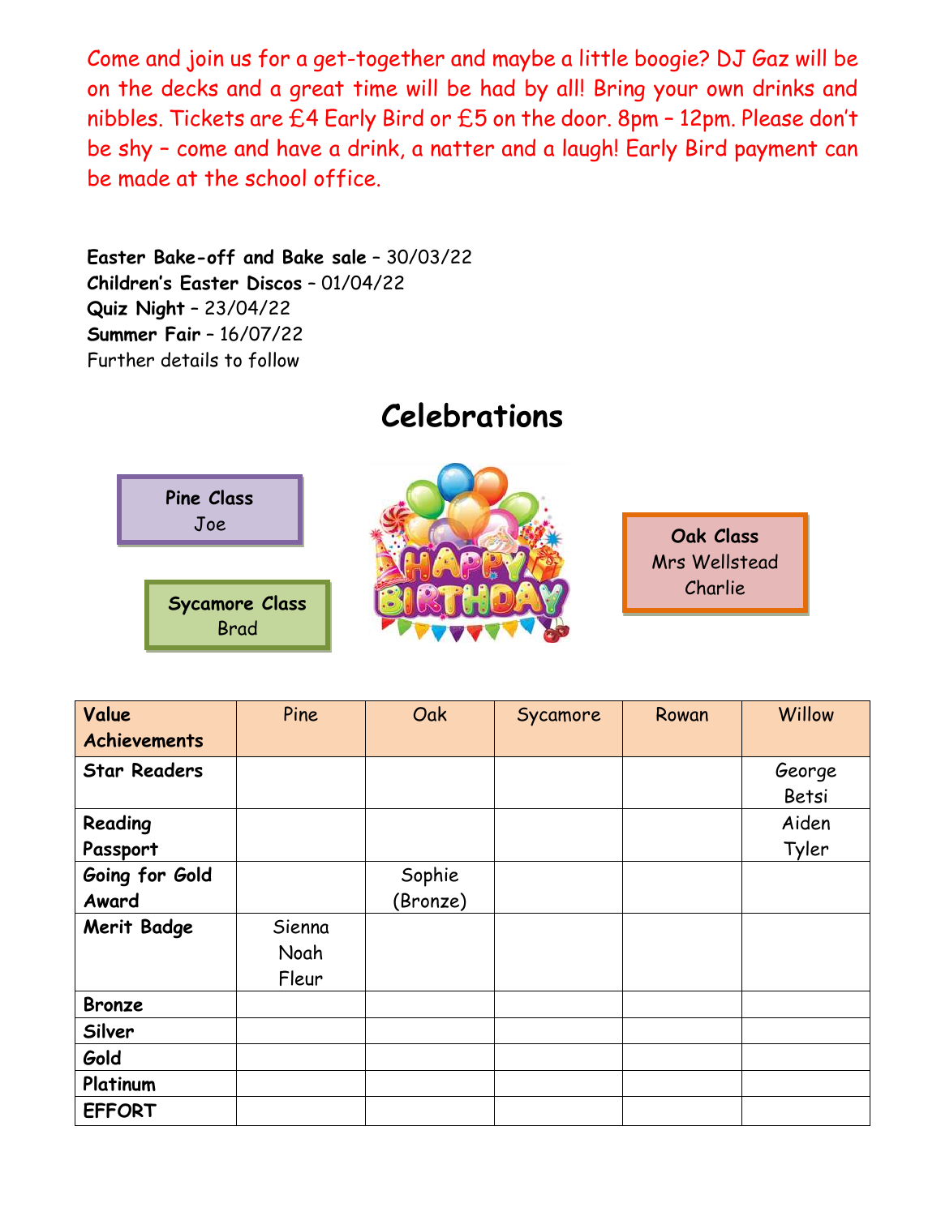Come and join us for a get-together and maybe a little boogie? DJ Gaz will be on the decks and a great time will be had by all! Bring your own drinks and nibbles. Tickets are £4 Early Bird or £5 on the door. 8pm – 12pm. Please don't be shy – come and have a drink, a natter and a laugh! Early Bird payment can be made at the school office.

**Easter Bake-off and Bake sale** – 30/03/22
**Children's Easter Discos** – 01/04/22
**Quiz Night** – 23/04/22
**Summer Fair** – 16/07/22
Further details to follow

# Celebrations

**Pine Class**
Joe

**Sycamore Class**
Brad

**Oak Class**
Mrs Wellstead
Charlie

| Value Achievements | Pine | Oak | Sycamore | Rowan | Willow |
|---|---|---|---|---|---|
| **Star Readers** | | | | | George<br>Betsi |
| **Reading Passport** | | | | | Aiden<br>Tyler |
| **Going for Gold Award** | | Sophie (Bronze) | | | |
| **Merit Badge** | Sienna<br>Noah<br>Fleur | | | | |
| **Bronze** | | | | | |
| **Silver** | | | | | |
| **Gold** | | | | | |
| **Platinum** | | | | | |
| **EFFORT** | | | | | |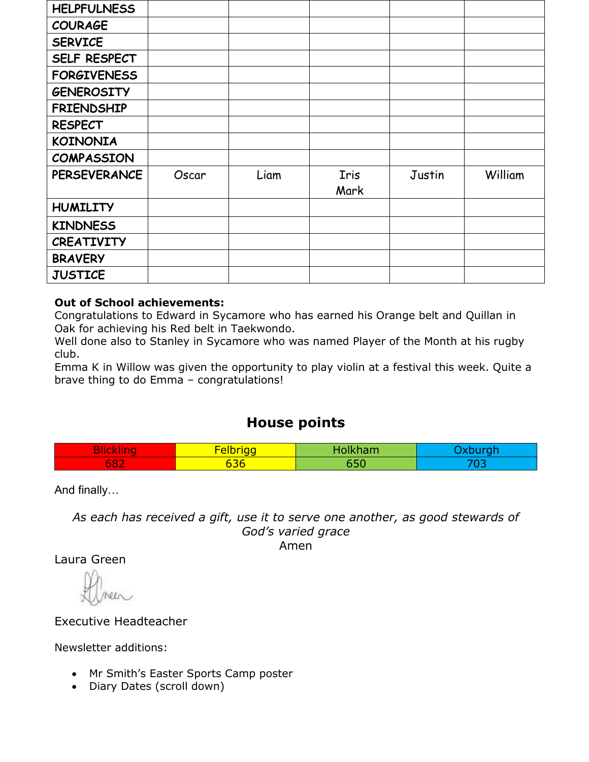| HELPFULNESS | | | | | |
|---|---|---|---|---|---|
| COURAGE | | | | | |
| SERVICE | | | | | |
| SELF RESPECT | | | | | |
| FORGIVENESS | | | | | |
| GENEROSITY | | | | | |
| FRIENDSHIP | | | | | |
| RESPECT | | | | | |
| KOINONIA | | | | | |
| COMPASSION | | | | | |
| PERSEVERANCE | Oscar | Liam | Iris Mark | Justin | William |
| HUMILITY | | | | | |
| KINDNESS | | | | | |
| CREATIVITY | | | | | |
| BRAVERY | | | | | |
| JUSTICE | | | | | |

**Out of School achievements:**
Congratulations to Edward in Sycamore who has earned his Orange belt and Quillan in Oak for achieving his Red belt in Taekwondo.
Well done also to Stanley in Sycamore who was named Player of the Month at his rugby club.
Emma K in Willow was given the opportunity to play violin at a festival this week. Quite a brave thing to do Emma – congratulations!

## House points

| Blickling | Felbrigg | Holkham | Oxburgh |
|---|---|---|---|
| 682 | 636 | 650 | 703 |

And finally…

*As each has received a gift, use it to serve one another, as good stewards of God's varied grace*
Amen

Laura Green

Executive Headteacher

Newsletter additions:

- Mr Smith's Easter Sports Camp poster
- Diary Dates (scroll down)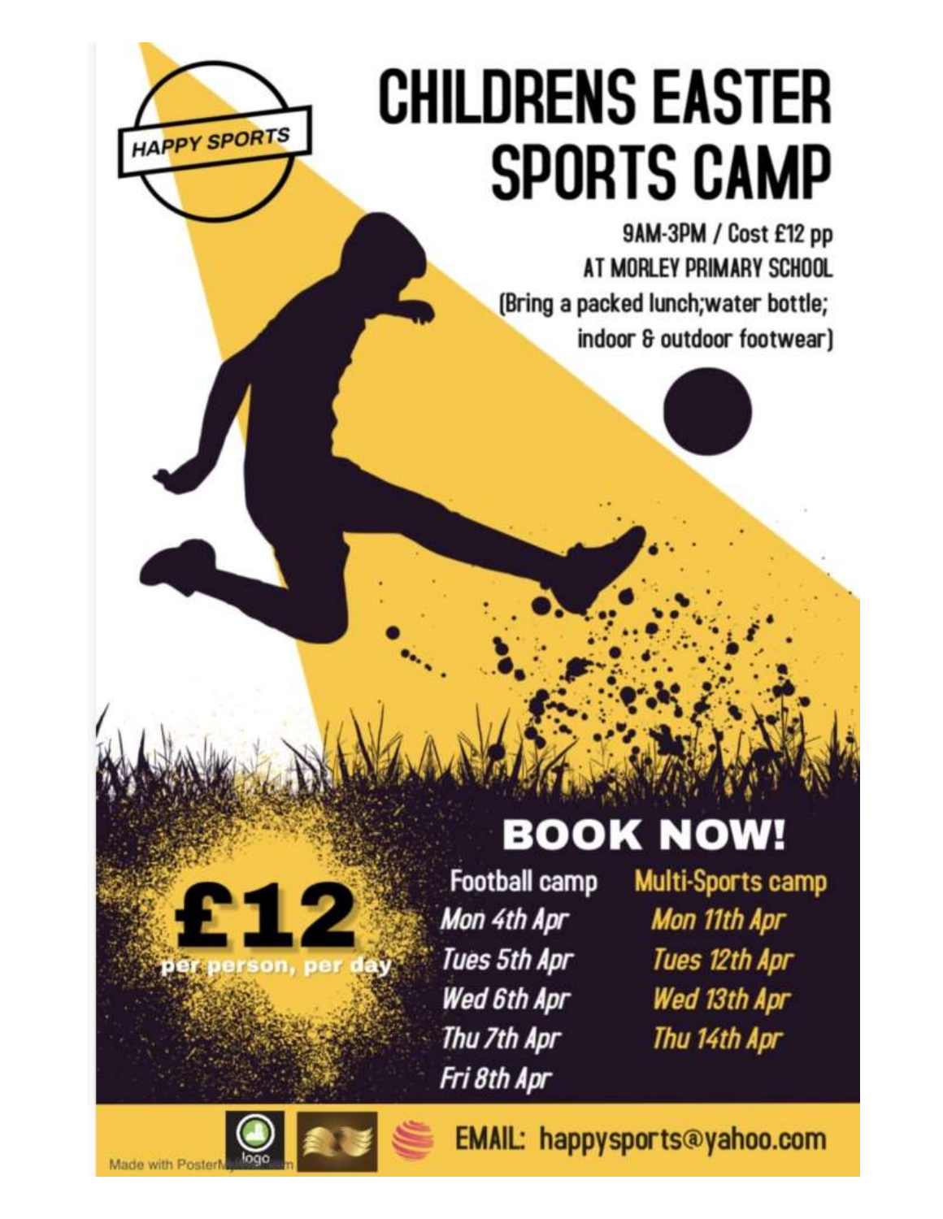HAPPY SPORTS

# CHILDRENS EASTER SPORTS CAMP

9AM-3PM / Cost £12 pp
AT MORLEY PRIMARY SCHOOL
(Bring a packed lunch;water bottle; indoor & outdoor footwear)

## BOOK NOW!

**£12**
per person, per day

| Football camp | Multi-Sports camp |
| --- | --- |
| *Mon 4th Apr* | *Mon 11th Apr* |
| *Tues 5th Apr* | *Tues 12th Apr* |
| *Wed 6th Apr* | *Wed 13th Apr* |
| *Thu 7th Apr* | *Thu 14th Apr* |
| *Fri 8th Apr* | |

EMAIL: happysports@yahoo.com

Made with PosterMyWall.com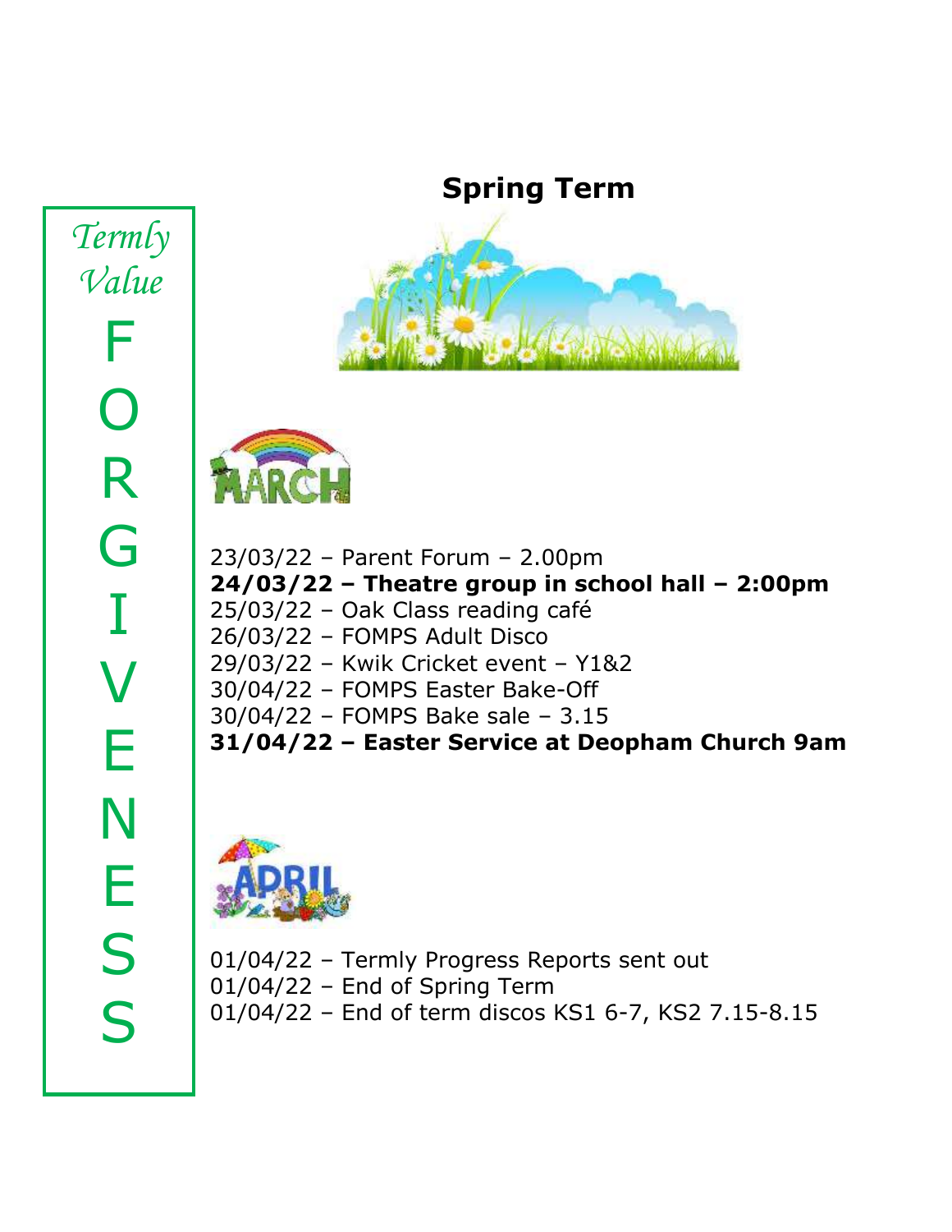## Spring Term

*Termly Value*

**FORGIVENESS**

### MARCH

23/03/22 – Parent Forum – 2.00pm
**24/03/22 – Theatre group in school hall – 2:00pm**
25/03/22 – Oak Class reading café
26/03/22 – FOMPS Adult Disco
29/03/22 – Kwik Cricket event – Y1&2
30/04/22 – FOMPS Easter Bake-Off
30/04/22 – FOMPS Bake sale – 3.15
**31/04/22 – Easter Service at Deopham Church 9am**

### APRIL

01/04/22 – Termly Progress Reports sent out
01/04/22 – End of Spring Term
01/04/22 – End of term discos KS1 6-7, KS2 7.15-8.15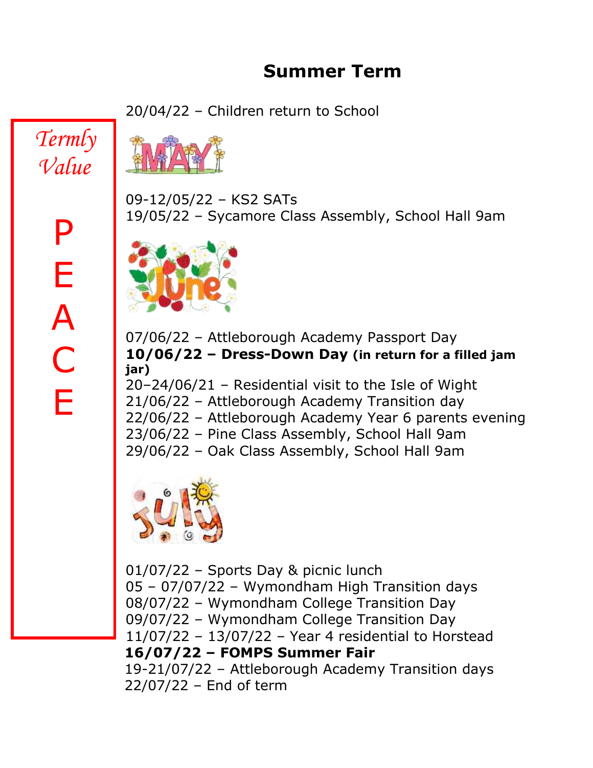# Summer Term

*Termly Value*

P
E
A
C
E

20/04/22 – Children return to School

MAY

09-12/05/22 – KS2 SATs
19/05/22 – Sycamore Class Assembly, School Hall 9am

June

07/06/22 – Attleborough Academy Passport Day
**10/06/22 – Dress-Down Day (in return for a filled jam jar)**
20–24/06/21 – Residential visit to the Isle of Wight
21/06/22 – Attleborough Academy Transition day
22/06/22 – Attleborough Academy Year 6 parents evening
23/06/22 – Pine Class Assembly, School Hall 9am
29/06/22 – Oak Class Assembly, School Hall 9am

July

01/07/22 – Sports Day & picnic lunch
05 – 07/07/22 – Wymondham High Transition days
08/07/22 – Wymondham College Transition Day
09/07/22 – Wymondham College Transition Day
11/07/22 – 13/07/22 – Year 4 residential to Horstead
**16/07/22 – FOMPS Summer Fair**
19-21/07/22 – Attleborough Academy Transition days
22/07/22 – End of term